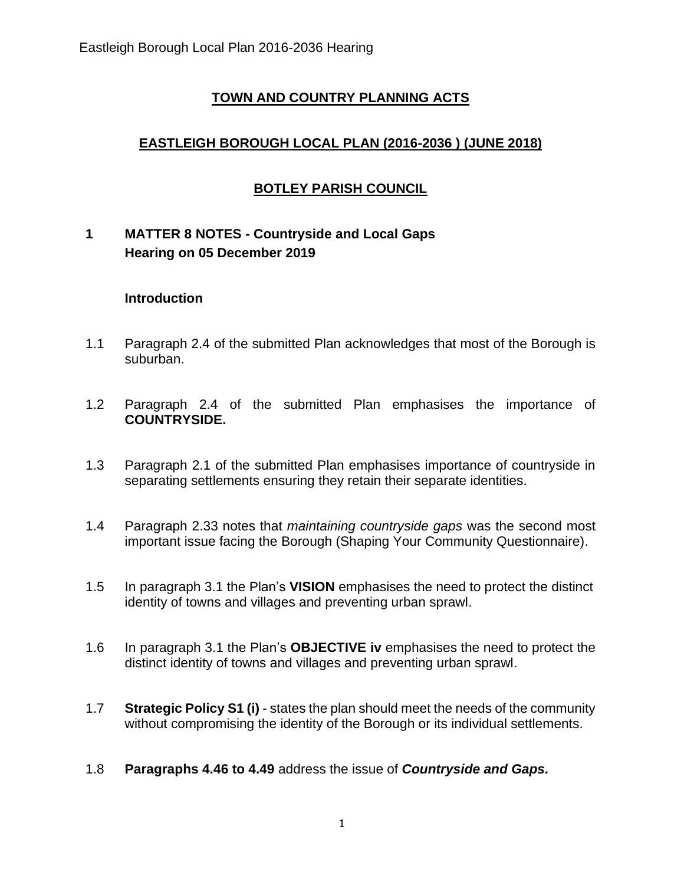# TOWN AND COUNTRY PLANNING ACTS

## EASTLEIGH BOROUGH LOCAL PLAN (2016-2036 ) (JUNE 2018)

## BOTLEY PARISH COUNCIL

## 1 MATTER 8 NOTES - Countryside and Local Gaps
## Hearing on 05 December 2019

### Introduction

1.1 Paragraph 2.4 of the submitted Plan acknowledges that most of the Borough is suburban.

1.2 Paragraph 2.4 of the submitted Plan emphasises the importance of **COUNTRYSIDE.**

1.3 Paragraph 2.1 of the submitted Plan emphasises importance of countryside in separating settlements ensuring they retain their separate identities.

1.4 Paragraph 2.33 notes that *maintaining countryside gaps* was the second most important issue facing the Borough (Shaping Your Community Questionnaire).

1.5 In paragraph 3.1 the Plan's **VISION** emphasises the need to protect the distinct identity of towns and villages and preventing urban sprawl.

1.6 In paragraph 3.1 the Plan's **OBJECTIVE iv** emphasises the need to protect the distinct identity of towns and villages and preventing urban sprawl.

1.7 **Strategic Policy S1 (i)** - states the plan should meet the needs of the community without compromising the identity of the Borough or its individual settlements.

1.8 **Paragraphs 4.46 to 4.49** address the issue of ***Countryside and Gaps.***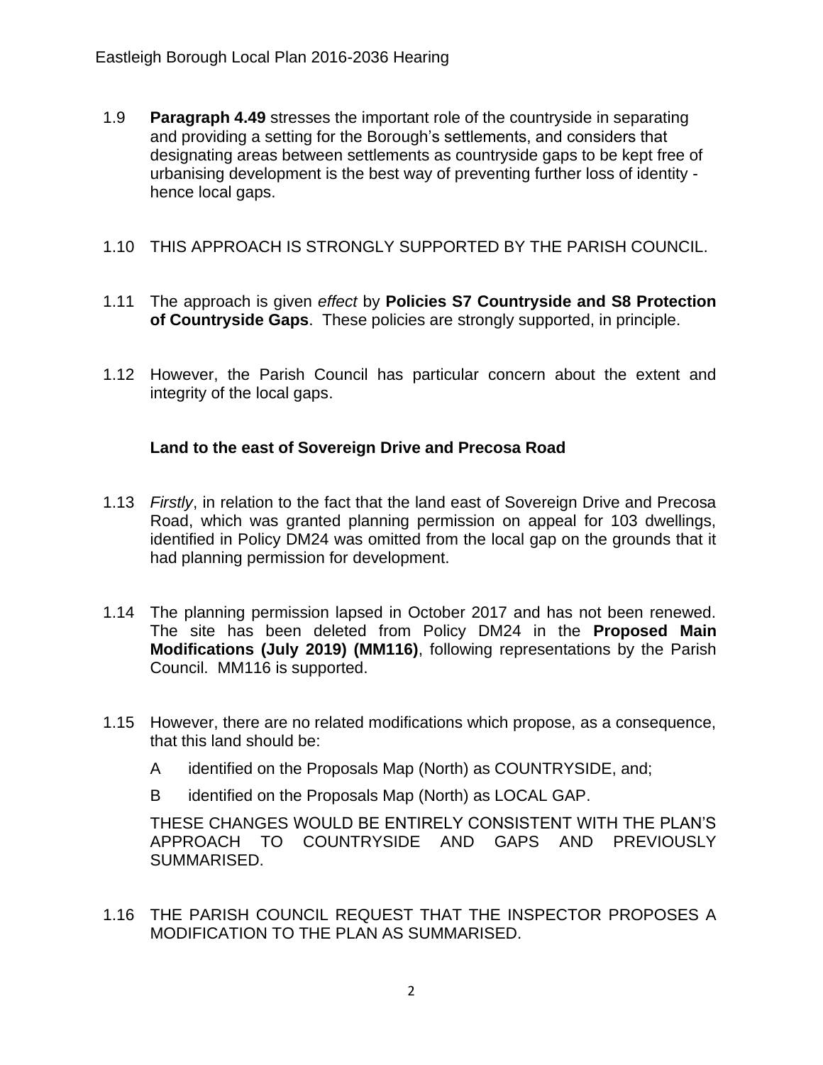1.9 **Paragraph 4.49** stresses the important role of the countryside in separating and providing a setting for the Borough's settlements, and considers that designating areas between settlements as countryside gaps to be kept free of urbanising development is the best way of preventing further loss of identity - hence local gaps.

1.10 THIS APPROACH IS STRONGLY SUPPORTED BY THE PARISH COUNCIL.

1.11 The approach is given *effect* by **Policies S7 Countryside and S8 Protection of Countryside Gaps**. These policies are strongly supported, in principle.

1.12 However, the Parish Council has particular concern about the extent and integrity of the local gaps.

### Land to the east of Sovereign Drive and Precosa Road

1.13 *Firstly*, in relation to the fact that the land east of Sovereign Drive and Precosa Road, which was granted planning permission on appeal for 103 dwellings, identified in Policy DM24 was omitted from the local gap on the grounds that it had planning permission for development.

1.14 The planning permission lapsed in October 2017 and has not been renewed. The site has been deleted from Policy DM24 in the **Proposed Main Modifications (July 2019) (MM116)**, following representations by the Parish Council. MM116 is supported.

1.15 However, there are no related modifications which propose, as a consequence, that this land should be:

A identified on the Proposals Map (North) as COUNTRYSIDE, and;

B identified on the Proposals Map (North) as LOCAL GAP.

THESE CHANGES WOULD BE ENTIRELY CONSISTENT WITH THE PLAN'S APPROACH TO COUNTRYSIDE AND GAPS AND PREVIOUSLY SUMMARISED.

1.16 THE PARISH COUNCIL REQUEST THAT THE INSPECTOR PROPOSES A MODIFICATION TO THE PLAN AS SUMMARISED.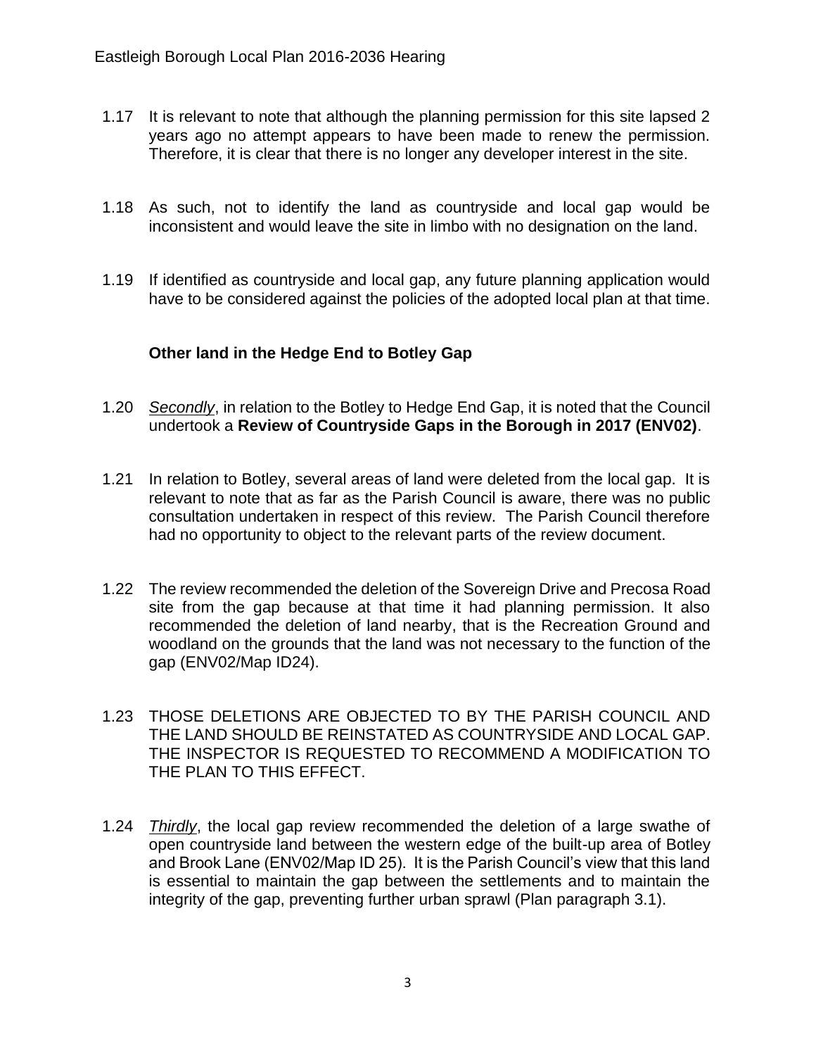1.17 It is relevant to note that although the planning permission for this site lapsed 2 years ago no attempt appears to have been made to renew the permission. Therefore, it is clear that there is no longer any developer interest in the site.

1.18 As such, not to identify the land as countryside and local gap would be inconsistent and would leave the site in limbo with no designation on the land.

1.19 If identified as countryside and local gap, any future planning application would have to be considered against the policies of the adopted local plan at that time.

**Other land in the Hedge End to Botley Gap**

1.20 *Secondly*, in relation to the Botley to Hedge End Gap, it is noted that the Council undertook a **Review of Countryside Gaps in the Borough in 2017 (ENV02)**.

1.21 In relation to Botley, several areas of land were deleted from the local gap. It is relevant to note that as far as the Parish Council is aware, there was no public consultation undertaken in respect of this review. The Parish Council therefore had no opportunity to object to the relevant parts of the review document.

1.22 The review recommended the deletion of the Sovereign Drive and Precosa Road site from the gap because at that time it had planning permission. It also recommended the deletion of land nearby, that is the Recreation Ground and woodland on the grounds that the land was not necessary to the function of the gap (ENV02/Map ID24).

1.23 THOSE DELETIONS ARE OBJECTED TO BY THE PARISH COUNCIL AND THE LAND SHOULD BE REINSTATED AS COUNTRYSIDE AND LOCAL GAP. THE INSPECTOR IS REQUESTED TO RECOMMEND A MODIFICATION TO THE PLAN TO THIS EFFECT.

1.24 *Thirdly*, the local gap review recommended the deletion of a large swathe of open countryside land between the western edge of the built-up area of Botley and Brook Lane (ENV02/Map ID 25). It is the Parish Council's view that this land is essential to maintain the gap between the settlements and to maintain the integrity of the gap, preventing further urban sprawl (Plan paragraph 3.1).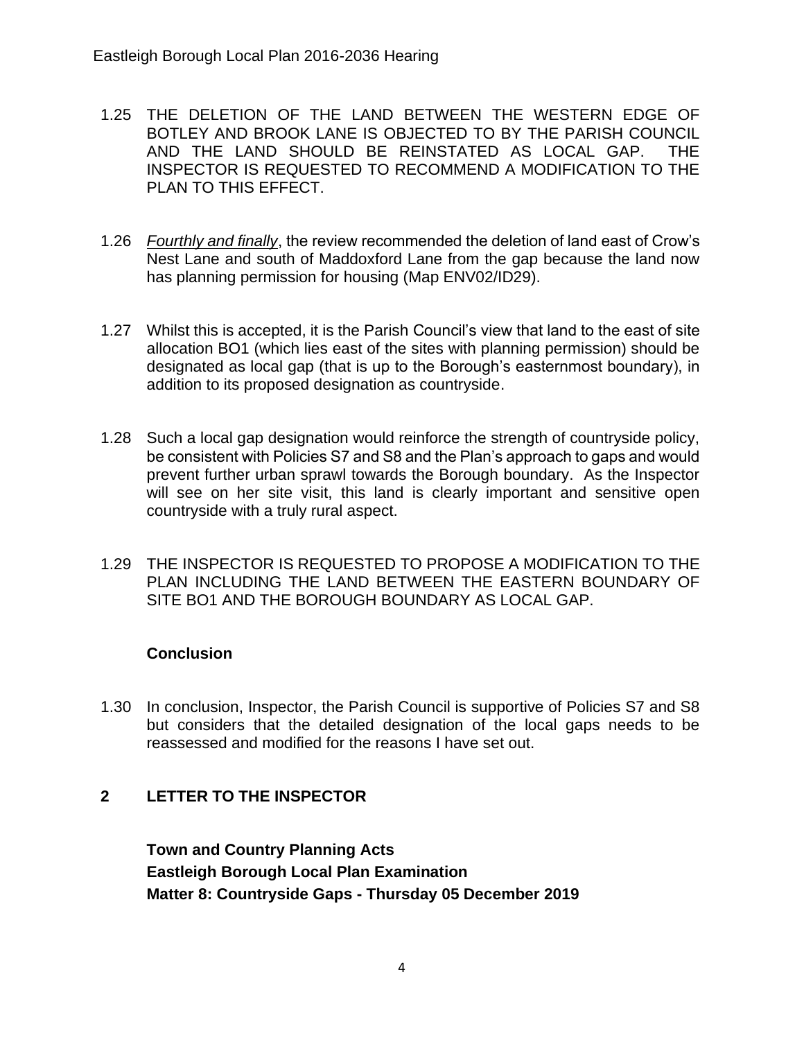1.25 THE DELETION OF THE LAND BETWEEN THE WESTERN EDGE OF BOTLEY AND BROOK LANE IS OBJECTED TO BY THE PARISH COUNCIL AND THE LAND SHOULD BE REINSTATED AS LOCAL GAP. THE INSPECTOR IS REQUESTED TO RECOMMEND A MODIFICATION TO THE PLAN TO THIS EFFECT.

1.26 *Fourthly and finally*, the review recommended the deletion of land east of Crow's Nest Lane and south of Maddoxford Lane from the gap because the land now has planning permission for housing (Map ENV02/ID29).

1.27 Whilst this is accepted, it is the Parish Council's view that land to the east of site allocation BO1 (which lies east of the sites with planning permission) should be designated as local gap (that is up to the Borough's easternmost boundary), in addition to its proposed designation as countryside.

1.28 Such a local gap designation would reinforce the strength of countryside policy, be consistent with Policies S7 and S8 and the Plan's approach to gaps and would prevent further urban sprawl towards the Borough boundary. As the Inspector will see on her site visit, this land is clearly important and sensitive open countryside with a truly rural aspect.

1.29 THE INSPECTOR IS REQUESTED TO PROPOSE A MODIFICATION TO THE PLAN INCLUDING THE LAND BETWEEN THE EASTERN BOUNDARY OF SITE BO1 AND THE BOROUGH BOUNDARY AS LOCAL GAP.

### Conclusion

1.30 In conclusion, Inspector, the Parish Council is supportive of Policies S7 and S8 but considers that the detailed designation of the local gaps needs to be reassessed and modified for the reasons I have set out.

## 2 LETTER TO THE INSPECTOR

**Town and Country Planning Acts**
**Eastleigh Borough Local Plan Examination**
**Matter 8: Countryside Gaps - Thursday 05 December 2019**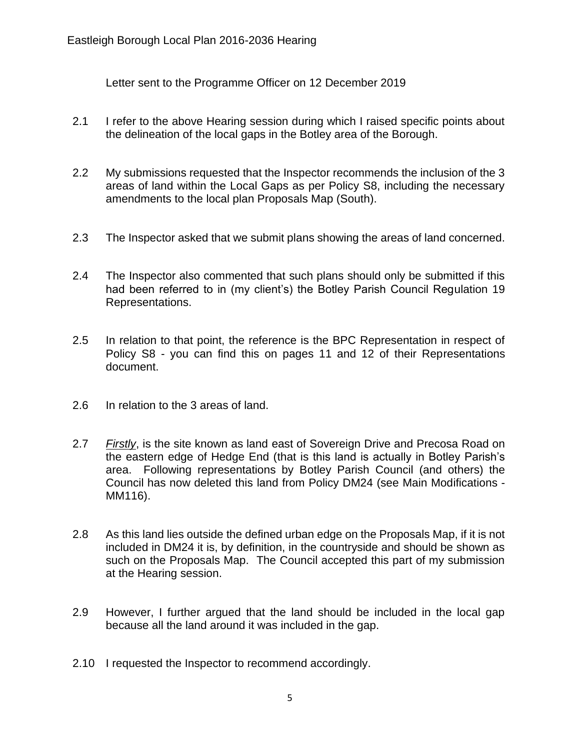Letter sent to the Programme Officer on 12 December 2019

2.1 I refer to the above Hearing session during which I raised specific points about the delineation of the local gaps in the Botley area of the Borough.

2.2 My submissions requested that the Inspector recommends the inclusion of the 3 areas of land within the Local Gaps as per Policy S8, including the necessary amendments to the local plan Proposals Map (South).

2.3 The Inspector asked that we submit plans showing the areas of land concerned.

2.4 The Inspector also commented that such plans should only be submitted if this had been referred to in (my client's) the Botley Parish Council Regulation 19 Representations.

2.5 In relation to that point, the reference is the BPC Representation in respect of Policy S8 - you can find this on pages 11 and 12 of their Representations document.

2.6 In relation to the 3 areas of land.

2.7 *Firstly*, is the site known as land east of Sovereign Drive and Precosa Road on the eastern edge of Hedge End (that is this land is actually in Botley Parish's area. Following representations by Botley Parish Council (and others) the Council has now deleted this land from Policy DM24 (see Main Modifications - MM116).

2.8 As this land lies outside the defined urban edge on the Proposals Map, if it is not included in DM24 it is, by definition, in the countryside and should be shown as such on the Proposals Map. The Council accepted this part of my submission at the Hearing session.

2.9 However, I further argued that the land should be included in the local gap because all the land around it was included in the gap.

2.10 I requested the Inspector to recommend accordingly.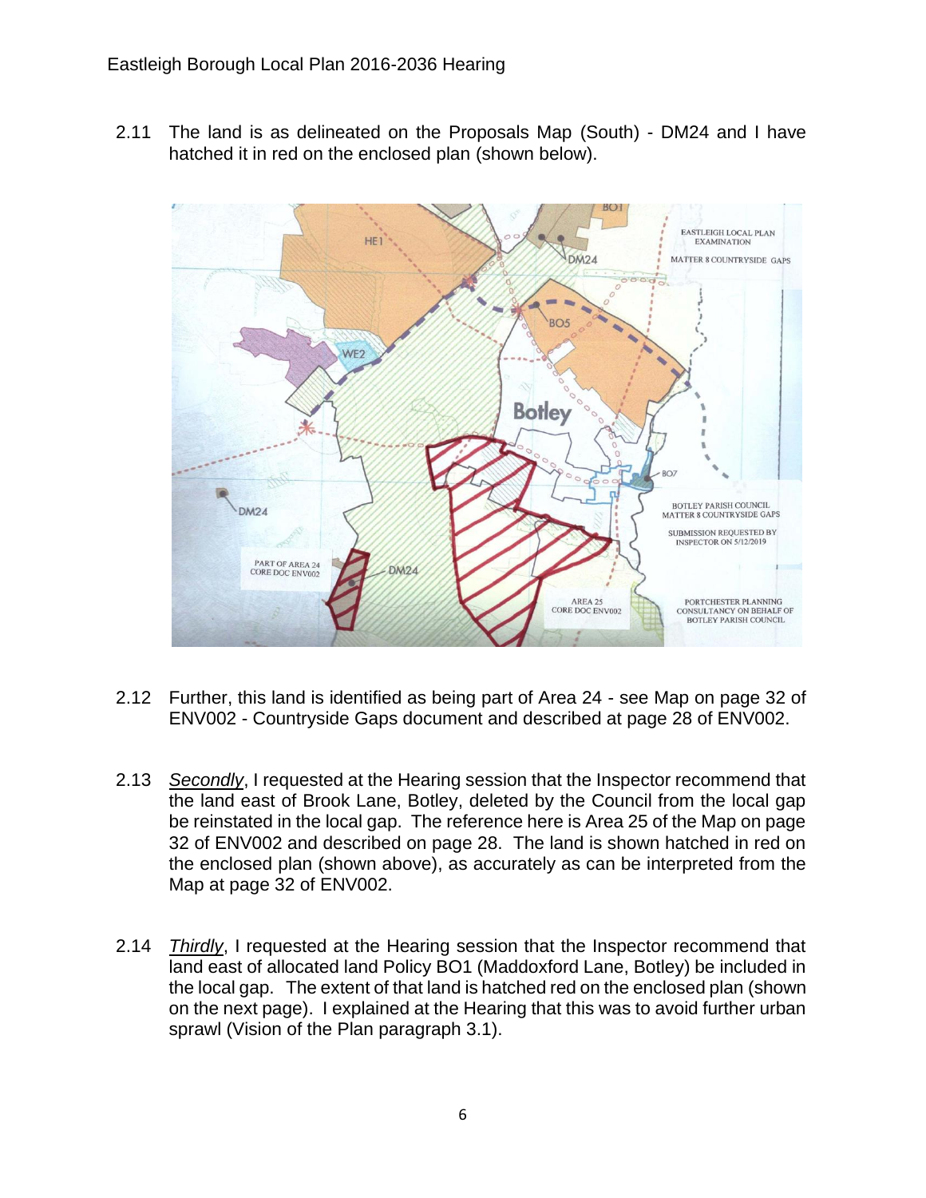2.11 The land is as delineated on the Proposals Map (South) - DM24 and I have hatched it in red on the enclosed plan (shown below).

2.12 Further, this land is identified as being part of Area 24 - see Map on page 32 of ENV002 - Countryside Gaps document and described at page 28 of ENV002.

2.13 *Secondly*, I requested at the Hearing session that the Inspector recommend that the land east of Brook Lane, Botley, deleted by the Council from the local gap be reinstated in the local gap. The reference here is Area 25 of the Map on page 32 of ENV002 and described on page 28. The land is shown hatched in red on the enclosed plan (shown above), as accurately as can be interpreted from the Map at page 32 of ENV002.

2.14 *Thirdly*, I requested at the Hearing session that the Inspector recommend that land east of allocated land Policy BO1 (Maddoxford Lane, Botley) be included in the local gap. The extent of that land is hatched red on the enclosed plan (shown on the next page). I explained at the Hearing that this was to avoid further urban sprawl (Vision of the Plan paragraph 3.1).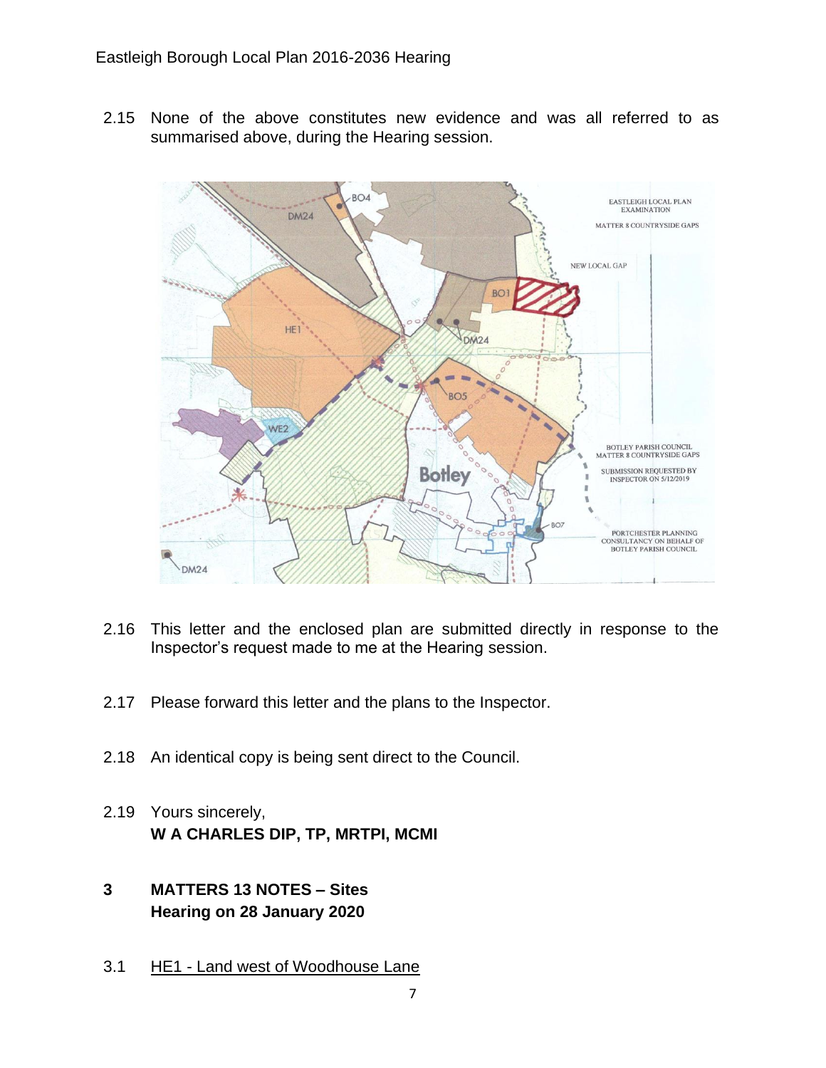2.15 None of the above constitutes new evidence and was all referred to as summarised above, during the Hearing session.

2.16 This letter and the enclosed plan are submitted directly in response to the Inspector's request made to me at the Hearing session.

2.17 Please forward this letter and the plans to the Inspector.

2.18 An identical copy is being sent direct to the Council.

2.19 Yours sincerely,
**W A CHARLES DIP, TP, MRTPI, MCMI**

## 3 MATTERS 13 NOTES – Sites Hearing on 28 January 2020

3.1 <u>HE1 - Land west of Woodhouse Lane</u>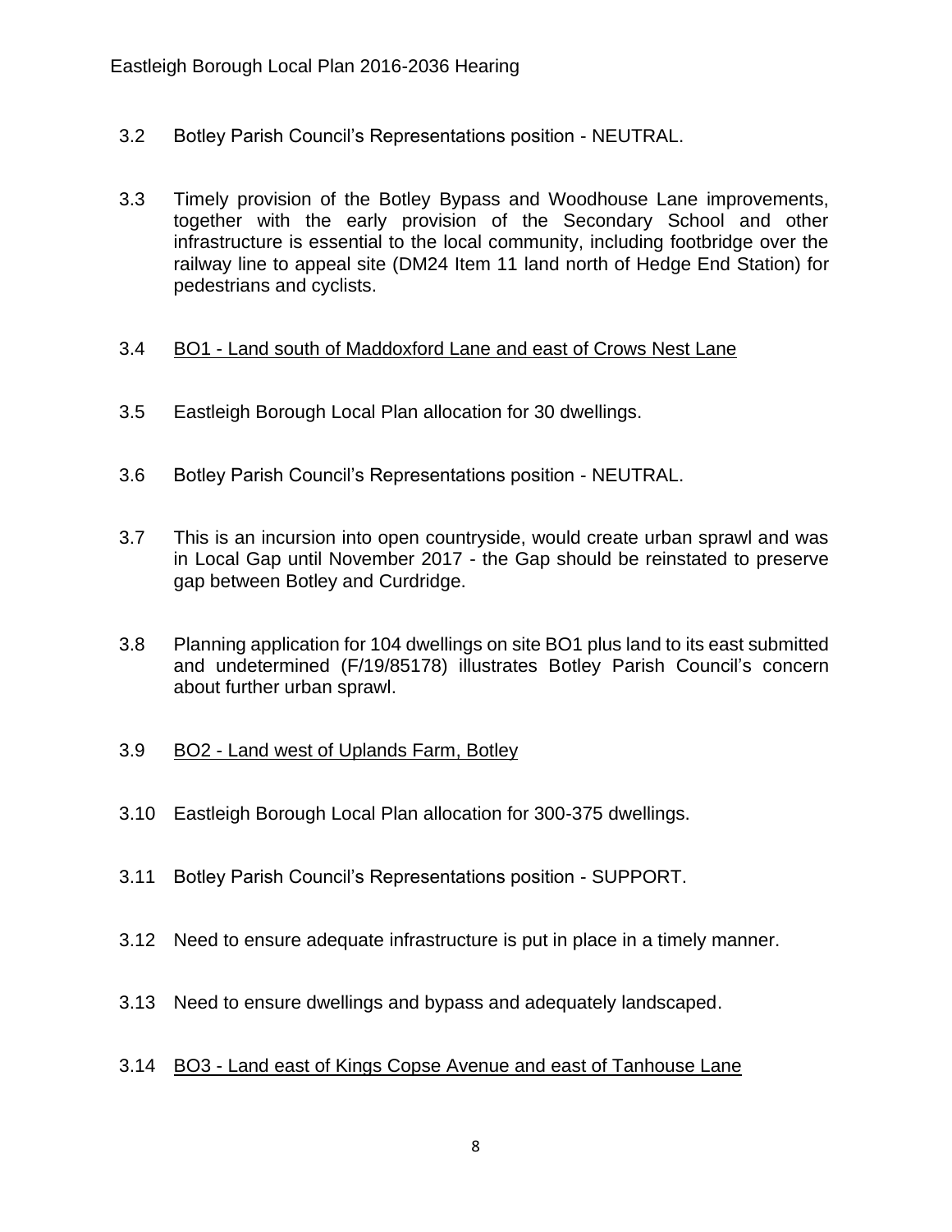3.2 Botley Parish Council's Representations position - NEUTRAL.

3.3 Timely provision of the Botley Bypass and Woodhouse Lane improvements, together with the early provision of the Secondary School and other infrastructure is essential to the local community, including footbridge over the railway line to appeal site (DM24 Item 11 land north of Hedge End Station) for pedestrians and cyclists.

3.4 <u>BO1 - Land south of Maddoxford Lane and east of Crows Nest Lane</u>

3.5 Eastleigh Borough Local Plan allocation for 30 dwellings.

3.6 Botley Parish Council's Representations position - NEUTRAL.

3.7 This is an incursion into open countryside, would create urban sprawl and was in Local Gap until November 2017 - the Gap should be reinstated to preserve gap between Botley and Curdridge.

3.8 Planning application for 104 dwellings on site BO1 plus land to its east submitted and undetermined (F/19/85178) illustrates Botley Parish Council's concern about further urban sprawl.

3.9 <u>BO2 - Land west of Uplands Farm, Botley</u>

3.10 Eastleigh Borough Local Plan allocation for 300-375 dwellings.

3.11 Botley Parish Council's Representations position - SUPPORT.

3.12 Need to ensure adequate infrastructure is put in place in a timely manner.

3.13 Need to ensure dwellings and bypass and adequately landscaped.

3.14 <u>BO3 - Land east of Kings Copse Avenue and east of Tanhouse Lane</u>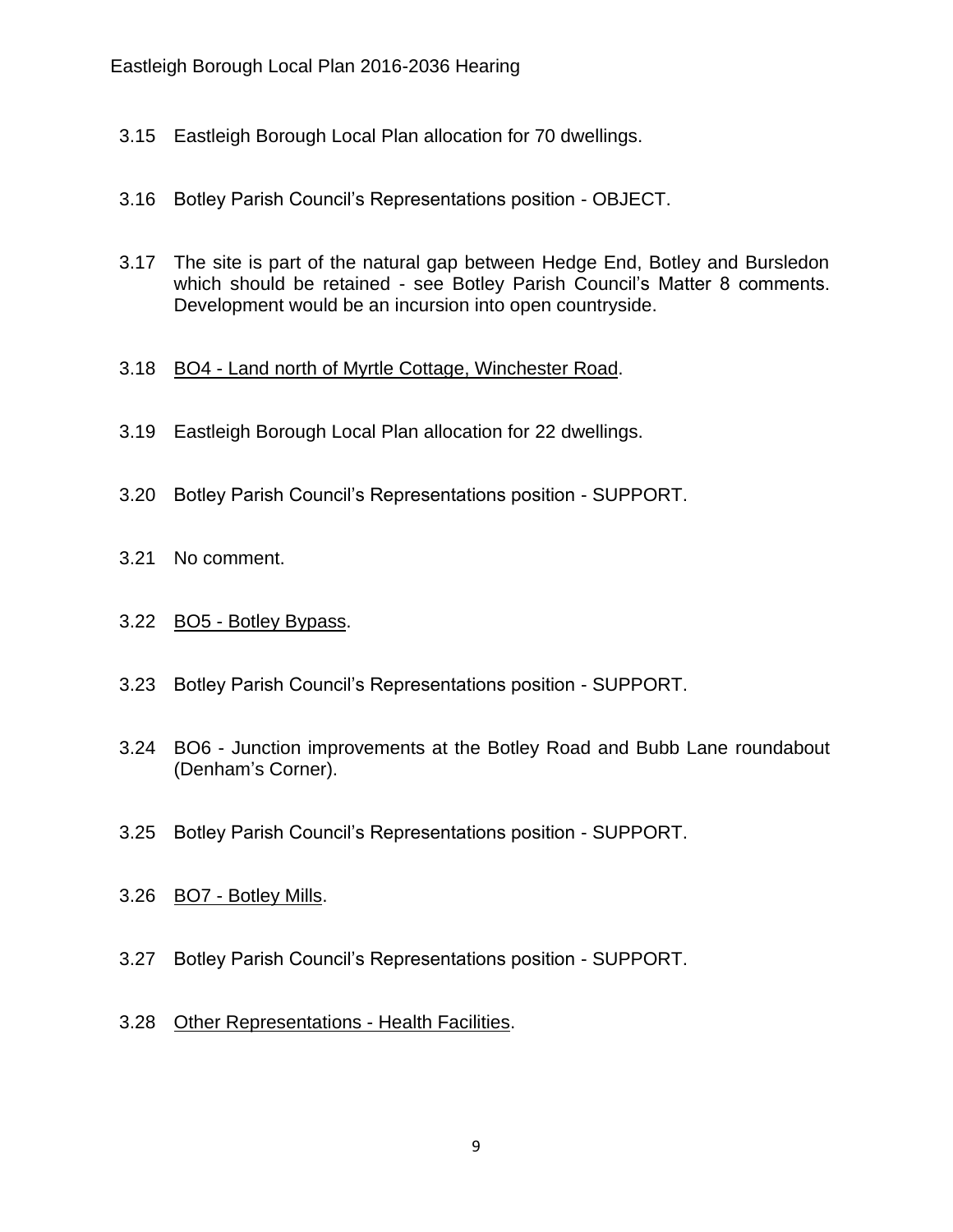3.15 Eastleigh Borough Local Plan allocation for 70 dwellings.

3.16 Botley Parish Council's Representations position - OBJECT.

3.17 The site is part of the natural gap between Hedge End, Botley and Bursledon which should be retained - see Botley Parish Council's Matter 8 comments. Development would be an incursion into open countryside.

3.18 <u>BO4 - Land north of Myrtle Cottage, Winchester Road</u>.

3.19 Eastleigh Borough Local Plan allocation for 22 dwellings.

3.20 Botley Parish Council's Representations position - SUPPORT.

3.21 No comment.

3.22 <u>BO5 - Botley Bypass</u>.

3.23 Botley Parish Council's Representations position - SUPPORT.

3.24 BO6 - Junction improvements at the Botley Road and Bubb Lane roundabout (Denham's Corner).

3.25 Botley Parish Council's Representations position - SUPPORT.

3.26 <u>BO7 - Botley Mills</u>.

3.27 Botley Parish Council's Representations position - SUPPORT.

3.28 <u>Other Representations - Health Facilities</u>.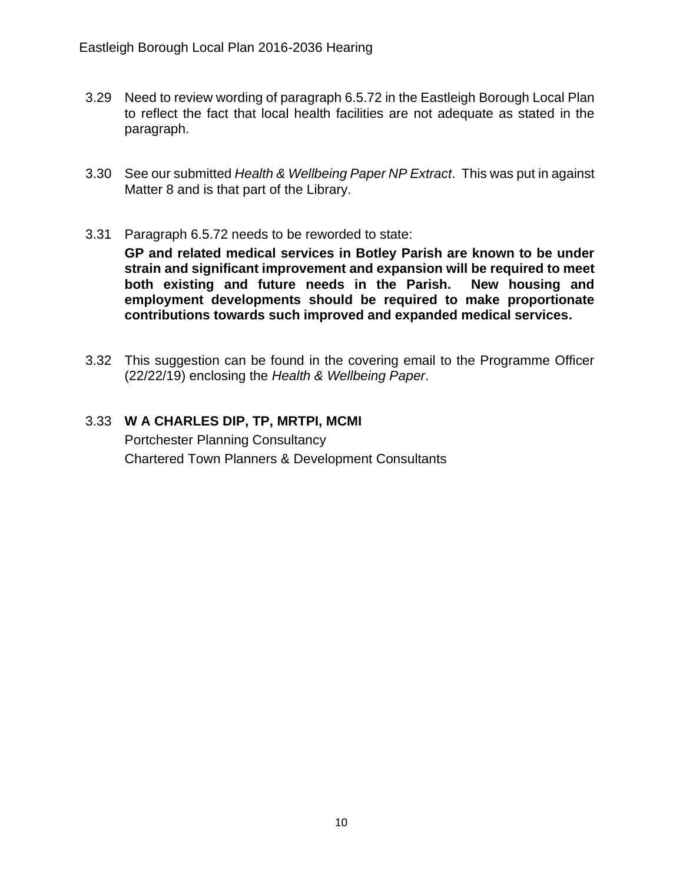3.29 Need to review wording of paragraph 6.5.72 in the Eastleigh Borough Local Plan to reflect the fact that local health facilities are not adequate as stated in the paragraph.

3.30 See our submitted *Health & Wellbeing Paper NP Extract*. This was put in against Matter 8 and is that part of the Library.

3.31 Paragraph 6.5.72 needs to be reworded to state:

**GP and related medical services in Botley Parish are known to be under strain and significant improvement and expansion will be required to meet both existing and future needs in the Parish. New housing and employment developments should be required to make proportionate contributions towards such improved and expanded medical services.**

3.32 This suggestion can be found in the covering email to the Programme Officer (22/22/19) enclosing the *Health & Wellbeing Paper*.

3.33 **W A CHARLES DIP, TP, MRTPI, MCMI**

Portchester Planning Consultancy

Chartered Town Planners & Development Consultants